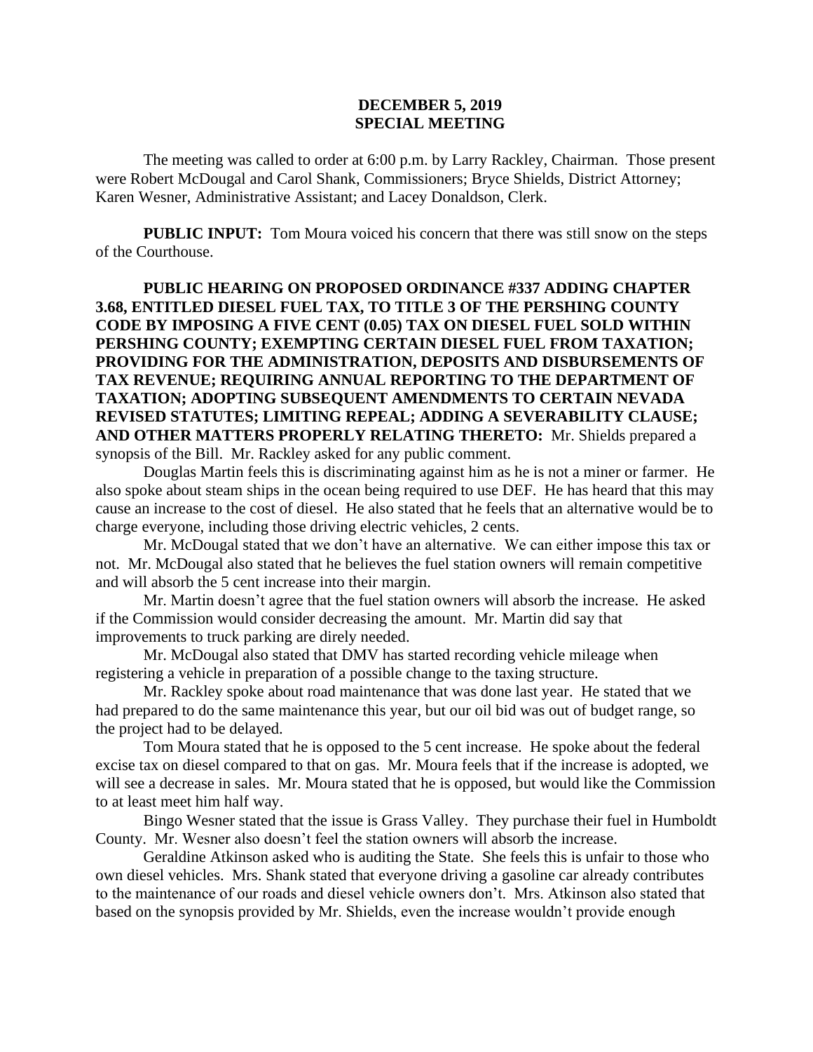**DECEMBER 5, 2019**
**SPECIAL MEETING**

The meeting was called to order at 6:00 p.m. by Larry Rackley, Chairman. Those present were Robert McDougal and Carol Shank, Commissioners; Bryce Shields, District Attorney; Karen Wesner, Administrative Assistant; and Lacey Donaldson, Clerk.

**PUBLIC INPUT:** Tom Moura voiced his concern that there was still snow on the steps of the Courthouse.

**PUBLIC HEARING ON PROPOSED ORDINANCE #337 ADDING CHAPTER 3.68, ENTITLED DIESEL FUEL TAX, TO TITLE 3 OF THE PERSHING COUNTY CODE BY IMPOSING A FIVE CENT (0.05) TAX ON DIESEL FUEL SOLD WITHIN PERSHING COUNTY; EXEMPTING CERTAIN DIESEL FUEL FROM TAXATION; PROVIDING FOR THE ADMINISTRATION, DEPOSITS AND DISBURSEMENTS OF TAX REVENUE; REQUIRING ANNUAL REPORTING TO THE DEPARTMENT OF TAXATION; ADOPTING SUBSEQUENT AMENDMENTS TO CERTAIN NEVADA REVISED STATUTES; LIMITING REPEAL; ADDING A SEVERABILITY CLAUSE; AND OTHER MATTERS PROPERLY RELATING THERETO:** Mr. Shields prepared a synopsis of the Bill. Mr. Rackley asked for any public comment.

Douglas Martin feels this is discriminating against him as he is not a miner or farmer. He also spoke about steam ships in the ocean being required to use DEF. He has heard that this may cause an increase to the cost of diesel. He also stated that he feels that an alternative would be to charge everyone, including those driving electric vehicles, 2 cents.

Mr. McDougal stated that we don't have an alternative. We can either impose this tax or not. Mr. McDougal also stated that he believes the fuel station owners will remain competitive and will absorb the 5 cent increase into their margin.

Mr. Martin doesn't agree that the fuel station owners will absorb the increase. He asked if the Commission would consider decreasing the amount. Mr. Martin did say that improvements to truck parking are direly needed.

Mr. McDougal also stated that DMV has started recording vehicle mileage when registering a vehicle in preparation of a possible change to the taxing structure.

Mr. Rackley spoke about road maintenance that was done last year. He stated that we had prepared to do the same maintenance this year, but our oil bid was out of budget range, so the project had to be delayed.

Tom Moura stated that he is opposed to the 5 cent increase. He spoke about the federal excise tax on diesel compared to that on gas. Mr. Moura feels that if the increase is adopted, we will see a decrease in sales. Mr. Moura stated that he is opposed, but would like the Commission to at least meet him half way.

Bingo Wesner stated that the issue is Grass Valley. They purchase their fuel in Humboldt County. Mr. Wesner also doesn't feel the station owners will absorb the increase.

Geraldine Atkinson asked who is auditing the State. She feels this is unfair to those who own diesel vehicles. Mrs. Shank stated that everyone driving a gasoline car already contributes to the maintenance of our roads and diesel vehicle owners don't. Mrs. Atkinson also stated that based on the synopsis provided by Mr. Shields, even the increase wouldn't provide enough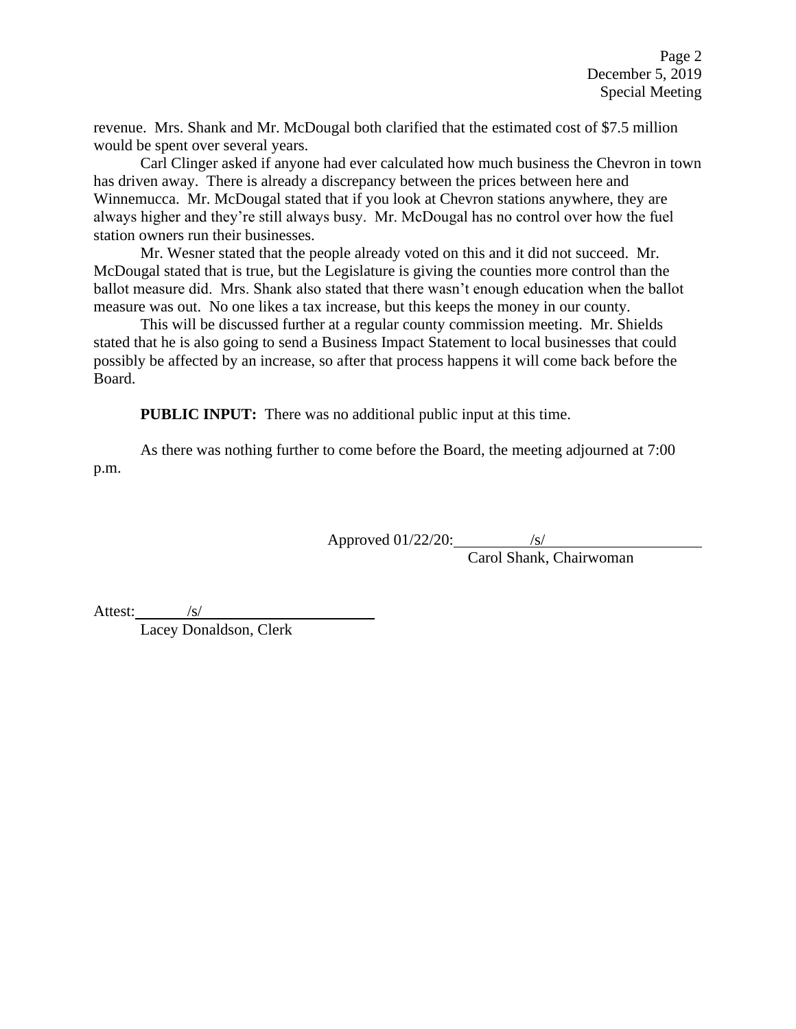revenue. Mrs. Shank and Mr. McDougal both clarified that the estimated cost of $7.5 million would be spent over several years.

Carl Clinger asked if anyone had ever calculated how much business the Chevron in town has driven away. There is already a discrepancy between the prices between here and Winnemucca. Mr. McDougal stated that if you look at Chevron stations anywhere, they are always higher and they're still always busy. Mr. McDougal has no control over how the fuel station owners run their businesses.

Mr. Wesner stated that the people already voted on this and it did not succeed. Mr. McDougal stated that is true, but the Legislature is giving the counties more control than the ballot measure did. Mrs. Shank also stated that there wasn't enough education when the ballot measure was out. No one likes a tax increase, but this keeps the money in our county.

This will be discussed further at a regular county commission meeting. Mr. Shields stated that he is also going to send a Business Impact Statement to local businesses that could possibly be affected by an increase, so after that process happens it will come back before the Board.

**PUBLIC INPUT:** There was no additional public input at this time.

As there was nothing further to come before the Board, the meeting adjourned at 7:00 p.m.

Approved 01/22/20: /s/
Carol Shank, Chairwoman

Attest: /s/
Lacey Donaldson, Clerk